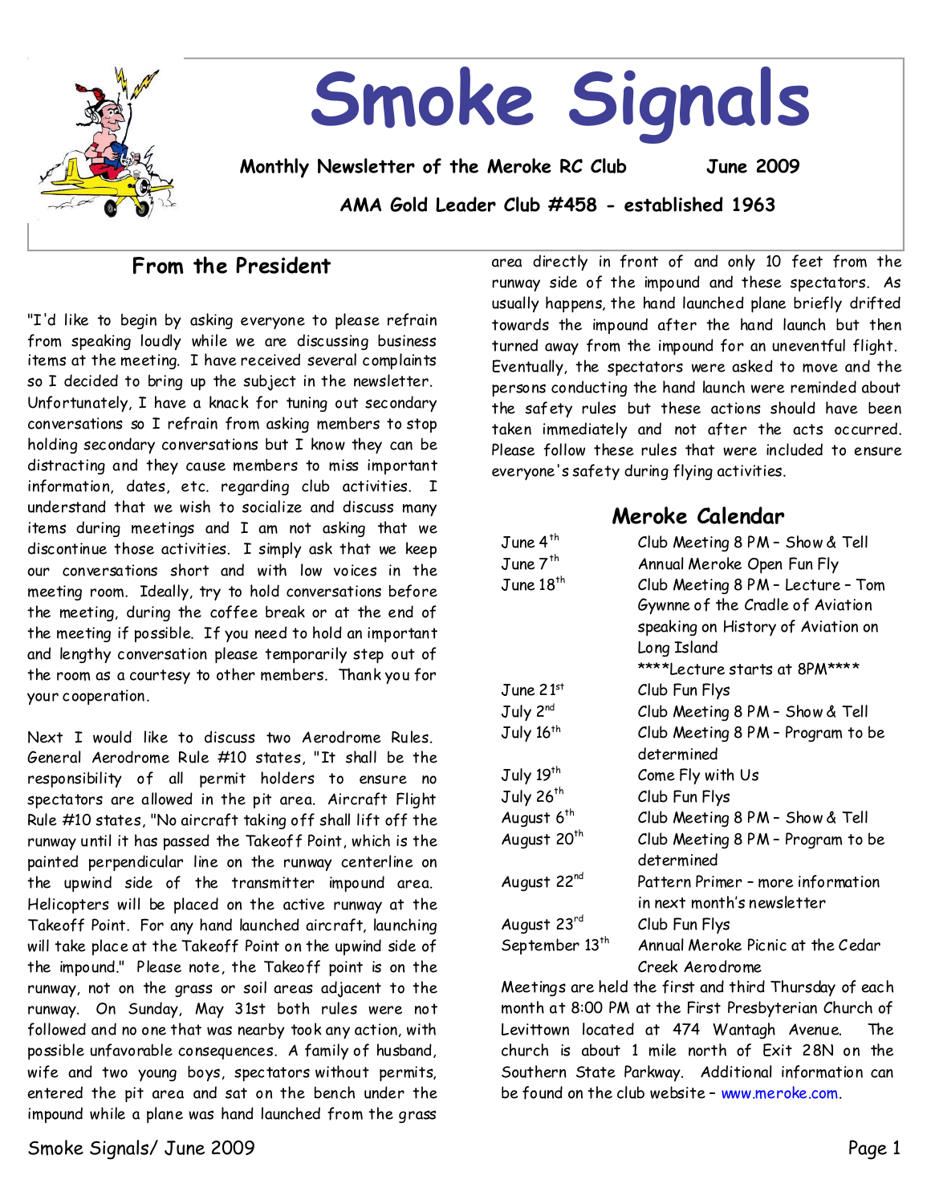# Smoke Signals

**Monthly Newsletter of the Meroke RC Club** **June 2009**

**AMA Gold Leader Club #458 - established 1963**

## From the President

"I'd like to begin by asking everyone to please refrain from speaking loudly while we are discussing business items at the meeting. I have received several complaints so I decided to bring up the subject in the newsletter. Unfortunately, I have a knack for tuning out secondary conversations so I refrain from asking members to stop holding secondary conversations but I know they can be distracting and they cause members to miss important information, dates, etc. regarding club activities. I understand that we wish to socialize and discuss many items during meetings and I am not asking that we discontinue those activities. I simply ask that we keep our conversations short and with low voices in the meeting room. Ideally, try to hold conversations before the meeting, during the coffee break or at the end of the meeting if possible. If you need to hold an important and lengthy conversation please temporarily step out of the room as a courtesy to other members. Thank you for your cooperation.

Next I would like to discuss two Aerodrome Rules. General Aerodrome Rule #10 states, "It shall be the responsibility of all permit holders to ensure no spectators are allowed in the pit area. Aircraft Flight Rule #10 states, "No aircraft taking off shall lift off the runway until it has passed the Takeoff Point, which is the painted perpendicular line on the runway centerline on the upwind side of the transmitter impound area. Helicopters will be placed on the active runway at the Takeoff Point. For any hand launched aircraft, launching will take place at the Takeoff Point on the upwind side of the impound." Please note, the Takeoff point is on the runway, not on the grass or soil areas adjacent to the runway. On Sunday, May 31st both rules were not followed and no one that was nearby took any action, with possible unfavorable consequences. A family of husband, wife and two young boys, spectators without permits, entered the pit area and sat on the bench under the impound while a plane was hand launched from the grass area directly in front of and only 10 feet from the runway side of the impound and these spectators. As usually happens, the hand launched plane briefly drifted towards the impound after the hand launch but then turned away from the impound for an uneventful flight. Eventually, the spectators were asked to move and the persons conducting the hand launch were reminded about the safety rules but these actions should have been taken immediately and not after the acts occurred. Please follow these rules that were included to ensure everyone's safety during flying activities.

## Meroke Calendar

| | |
|---|---|
| June 4th | Club Meeting 8 PM – Show & Tell |
| June 7th | Annual Meroke Open Fun Fly |
| June 18th | Club Meeting 8 PM – Lecture – Tom Gywnne of the Cradle of Aviation speaking on History of Aviation on Long Island ****Lecture starts at 8PM**** |
| June 21st | Club Fun Flys |
| July 2nd | Club Meeting 8 PM – Show & Tell |
| July 16th | Club Meeting 8 PM – Program to be determined |
| July 19th | Come Fly with Us |
| July 26th | Club Fun Flys |
| August 6th | Club Meeting 8 PM – Show & Tell |
| August 20th | Club Meeting 8 PM – Program to be determined |
| August 22nd | Pattern Primer – more information in next month's newsletter |
| August 23rd | Club Fun Flys |
| September 13th | Annual Meroke Picnic at the Cedar Creek Aerodrome |

Meetings are held the first and third Thursday of each month at 8:00 PM at the First Presbyterian Church of Levittown located at 474 Wantagh Avenue. The church is about 1 mile north of Exit 28N on the Southern State Parkway. Additional information can be found on the club website – www.meroke.com.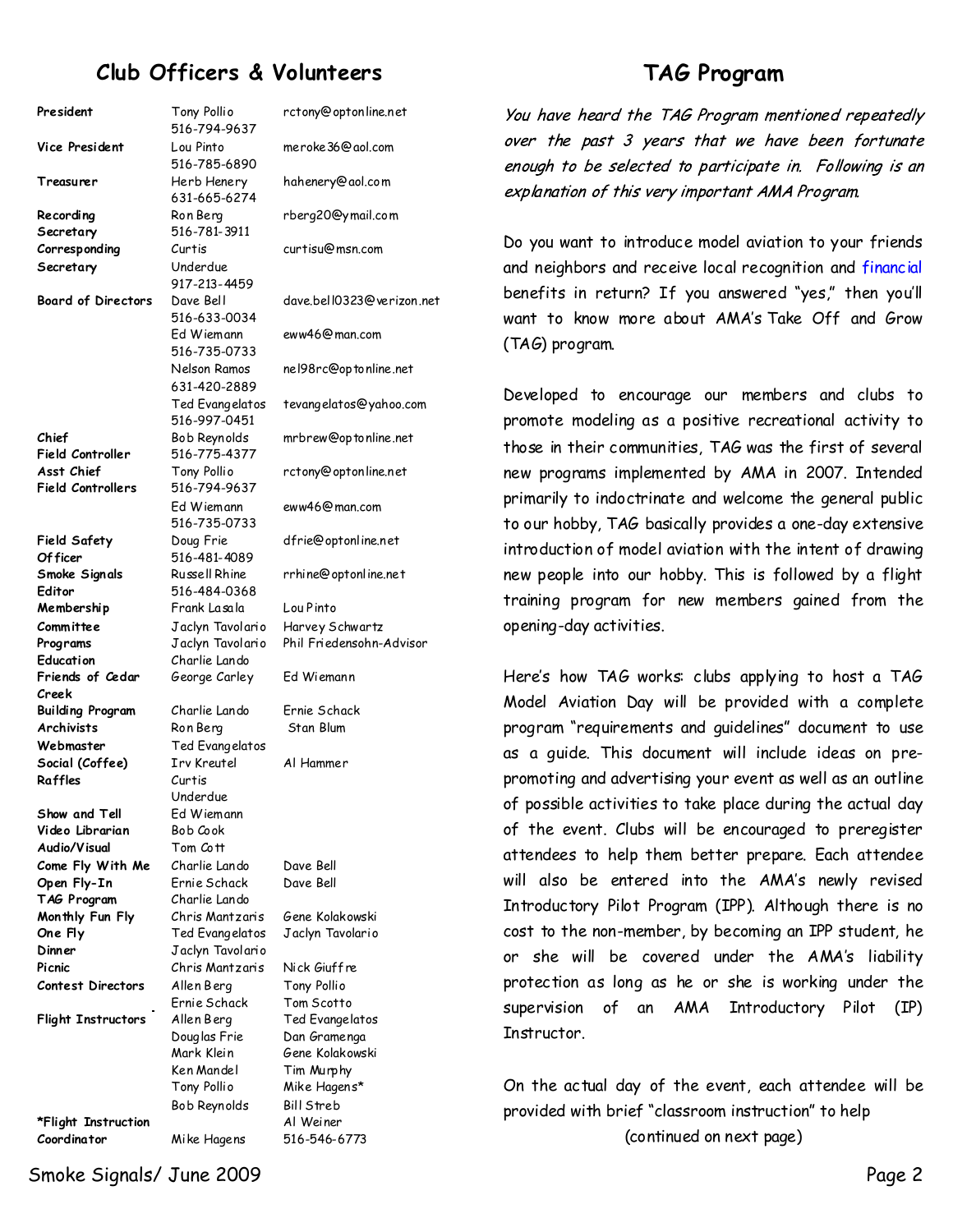## Club Officers & Volunteers

| Position | Name | Contact |
|---|---|---|
| **President** | Tony Pollio 516-794-9637 | rctony@optonline.net |
| **Vice President** | Lou Pinto 516-785-6890 | meroke36@aol.com |
| **Treasurer** | Herb Henery 631-665-6274 | hahenery@aol.com |
| **Recording Secretary** | Ron Berg 516-781-3911 | rberg20@ymail.com |
| **Corresponding Secretary** | Curtis Underdue 917-213-4459 | curtisu@msn.com |
| **Board of Directors** | Dave Bell 516-633-0034 | dave.bell0323@verizon.net |
| | Ed Wiemann 516-735-0733 | eww46@man.com |
| | Nelson Ramos 631-420-2889 | nel98rc@optonline.net |
| | Ted Evangelatos 516-997-0451 | tevangelatos@yahoo.com |
| **Chief Field Controller** | Bob Reynolds 516-775-4377 | mrbrew@optonline.net |
| **Asst Chief Field Controllers** | Tony Pollio 516-794-9637 | rctony@optonline.net |
| | Ed Wiemann 516-735-0733 | eww46@man.com |
| **Field Safety Officer** | Doug Frie 516-481-4089 | dfrie@optonline.net |
| **Smoke Signals Editor** | Russell Rhine 516-484-0368 | rrhine@optonline.net |
| **Membership Committee** | Frank Lasala | Lou Pinto |
| | Jaclyn Tavolario | Harvey Schwartz |
| **Programs** | Jaclyn Tavolario | Phil Friedensohn-Advisor |
| **Education** | Charlie Lando | |
| **Friends of Cedar Creek** | George Carley | Ed Wiemann |
| **Building Program** | Charlie Lando | Ernie Schack |
| **Archivists** | Ron Berg | Stan Blum |
| **Webmaster** | Ted Evangelatos | |
| **Social (Coffee)** | Irv Kreutel | Al Hammer |
| **Raffles** | Curtis Underdue | |
| **Show and Tell** | Ed Wiemann | |
| **Video Librarian** | Bob Cook | |
| **Audio/Visual** | Tom Cott | |
| **Come Fly With Me** | Charlie Lando | Dave Bell |
| **Open Fly-In** | Ernie Schack | Dave Bell |
| **TAG Program** | Charlie Lando | |
| **Monthly Fun Fly** | Chris Mantzaris | Gene Kolakowski |
| **One Fly** | Ted Evangelatos | Jaclyn Tavolario |
| **Dinner** | Jaclyn Tavolario | |
| **Picnic** | Chris Mantzaris | Nick Giuffre |
| **Contest Directors** | Allen Berg | Tony Pollio |
| | Ernie Schack | Tom Scotto |
| **Flight Instructors** | Allen Berg | Ted Evangelatos |
| | Douglas Frie | Dan Gramenga |
| | Mark Klein | Gene Kolakowski |
| | Ken Mandel | Tim Murphy |
| | Tony Pollio | Mike Hagens* |
| | Bob Reynolds | Bill Streb |
| | | Al Weiner |
| **\*Flight Instruction Coordinator** | Mike Hagens | 516-546-6773 |

## TAG Program

*You have heard the TAG Program mentioned repeatedly over the past 3 years that we have been fortunate enough to be selected to participate in. Following is an explanation of this very important AMA Program.*

Do you want to introduce model aviation to your friends and neighbors and receive local recognition and financial benefits in return? If you answered "yes," then you'll want to know more about AMA's Take Off and Grow (TAG) program.

Developed to encourage our members and clubs to promote modeling as a positive recreational activity to those in their communities, TAG was the first of several new programs implemented by AMA in 2007. Intended primarily to indoctrinate and welcome the general public to our hobby, TAG basically provides a one-day extensive introduction of model aviation with the intent of drawing new people into our hobby. This is followed by a flight training program for new members gained from the opening-day activities.

Here's how TAG works: clubs applying to host a TAG Model Aviation Day will be provided with a complete program "requirements and guidelines" document to use as a guide. This document will include ideas on pre-promoting and advertising your event as well as an outline of possible activities to take place during the actual day of the event. Clubs will be encouraged to preregister attendees to help them better prepare. Each attendee will also be entered into the AMA's newly revised Introductory Pilot Program (IPP). Although there is no cost to the non-member, by becoming an IPP student, he or she will be covered under the AMA's liability protection as long as he or she is working under the supervision of an AMA Introductory Pilot (IP) Instructor.

On the actual day of the event, each attendee will be provided with brief "classroom instruction" to help

(continued on next page)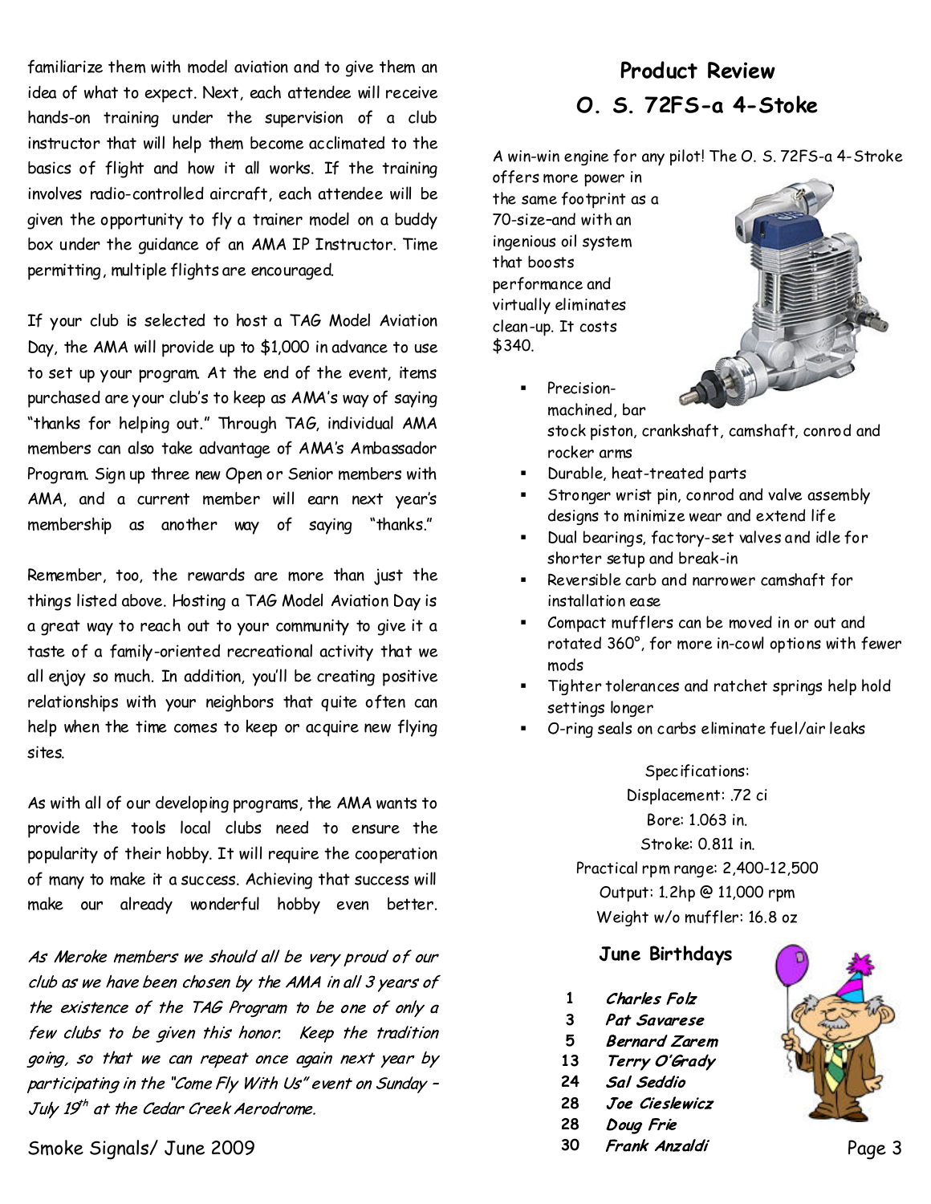familiarize them with model aviation and to give them an idea of what to expect. Next, each attendee will receive hands-on training under the supervision of a club instructor that will help them become acclimated to the basics of flight and how it all works. If the training involves radio-controlled aircraft, each attendee will be given the opportunity to fly a trainer model on a buddy box under the guidance of an AMA IP Instructor. Time permitting, multiple flights are encouraged.

If your club is selected to host a TAG Model Aviation Day, the AMA will provide up to $1,000 in advance to use to set up your program. At the end of the event, items purchased are your club's to keep as AMA's way of saying "thanks for helping out." Through TAG, individual AMA members can also take advantage of AMA's Ambassador Program. Sign up three new Open or Senior members with AMA, and a current member will earn next year's membership as another way of saying "thanks."

Remember, too, the rewards are more than just the things listed above. Hosting a TAG Model Aviation Day is a great way to reach out to your community to give it a taste of a family-oriented recreational activity that we all enjoy so much. In addition, you'll be creating positive relationships with your neighbors that quite often can help when the time comes to keep or acquire new flying sites.

As with all of our developing programs, the AMA wants to provide the tools local clubs need to ensure the popularity of their hobby. It will require the cooperation of many to make it a success. Achieving that success will make our already wonderful hobby even better.

*As Meroke members we should all be very proud of our club as we have been chosen by the AMA in all 3 years of the existence of the TAG Program to be one of only a few clubs to be given this honor. Keep the tradition going, so that we can repeat once again next year by participating in the "Come Fly With Us" event on Sunday – July 19th at the Cedar Creek Aerodrome.*

## Product Review
## O. S. 72FS-a 4-Stoke

A win-win engine for any pilot! The O. S. 72FS-a 4-Stroke offers more power in the same footprint as a 70-size–and with an ingenious oil system that boosts performance and virtually eliminates clean-up. It costs $340.

- Precision-machined, bar stock piston, crankshaft, camshaft, conrod and rocker arms
- Durable, heat-treated parts
- Stronger wrist pin, conrod and valve assembly designs to minimize wear and extend life
- Dual bearings, factory-set valves and idle for shorter setup and break-in
- Reversible carb and narrower camshaft for installation ease
- Compact mufflers can be moved in or out and rotated 360°, for more in-cowl options with fewer mods
- Tighter tolerances and ratchet springs help hold settings longer
- O-ring seals on carbs eliminate fuel/air leaks

Specifications:
Displacement: .72 ci
Bore: 1.063 in.
Stroke: 0.811 in.
Practical rpm range: 2,400-12,500
Output: 1.2hp @ 11,000 rpm
Weight w/o muffler: 16.8 oz

### June Birthdays

| | |
|---|---|
| 1 | ***Charles Folz*** |
| 3 | ***Pat Savarese*** |
| 5 | ***Bernard Zarem*** |
| 13 | ***Terry O'Grady*** |
| 24 | ***Sal Seddio*** |
| 28 | ***Joe Cieslewicz*** |
| 28 | ***Doug Frie*** |
| 30 | ***Frank Anzaldi*** |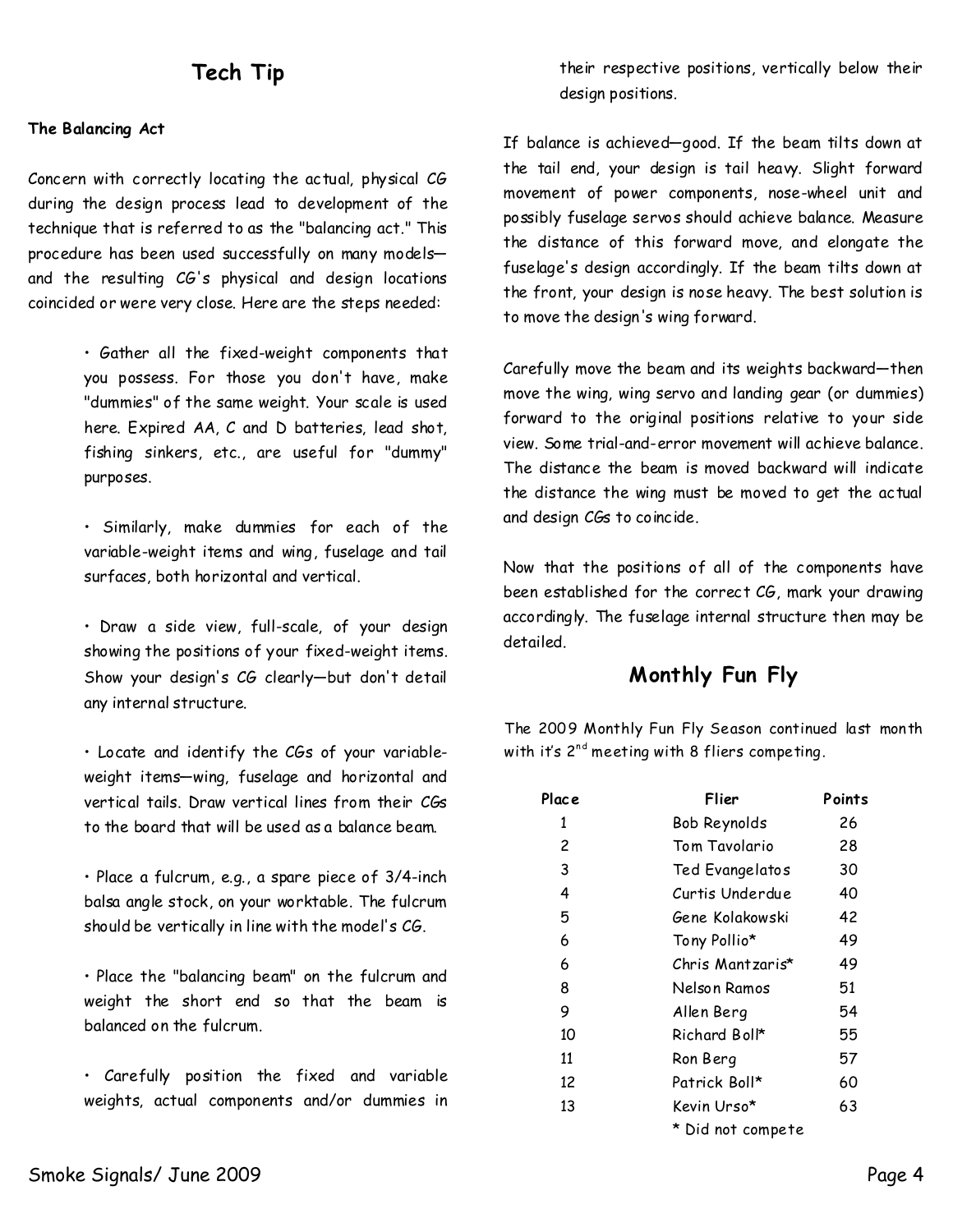## Tech Tip

**The Balancing Act**

Concern with correctly locating the actual, physical CG during the design process lead to development of the technique that is referred to as the "balancing act." This procedure has been used successfully on many models—and the resulting CG's physical and design locations coincided or were very close. Here are the steps needed:

- Gather all the fixed-weight components that you possess. For those you don't have, make "dummies" of the same weight. Your scale is used here. Expired AA, C and D batteries, lead shot, fishing sinkers, etc., are useful for "dummy" purposes.

- Similarly, make dummies for each of the variable-weight items and wing, fuselage and tail surfaces, both horizontal and vertical.

- Draw a side view, full-scale, of your design showing the positions of your fixed-weight items. Show your design's CG clearly—but don't detail any internal structure.

- Locate and identify the CGs of your variable-weight items—wing, fuselage and horizontal and vertical tails. Draw vertical lines from their CGs to the board that will be used as a balance beam.

- Place a fulcrum, e.g., a spare piece of 3/4-inch balsa angle stock, on your worktable. The fulcrum should be vertically in line with the model's CG.

- Place the "balancing beam" on the fulcrum and weight the short end so that the beam is balanced on the fulcrum.

- Carefully position the fixed and variable weights, actual components and/or dummies in their respective positions, vertically below their design positions.

If balance is achieved—good. If the beam tilts down at the tail end, your design is tail heavy. Slight forward movement of power components, nose-wheel unit and possibly fuselage servos should achieve balance. Measure the distance of this forward move, and elongate the fuselage's design accordingly. If the beam tilts down at the front, your design is nose heavy. The best solution is to move the design's wing forward.

Carefully move the beam and its weights backward—then move the wing, wing servo and landing gear (or dummies) forward to the original positions relative to your side view. Some trial-and-error movement will achieve balance. The distance the beam is moved backward will indicate the distance the wing must be moved to get the actual and design CGs to coincide.

Now that the positions of all of the components have been established for the correct CG, mark your drawing accordingly. The fuselage internal structure then may be detailed.

## Monthly Fun Fly

The 2009 Monthly Fun Fly Season continued last month with it's 2nd meeting with 8 fliers competing.

| Place | Flier | Points |
|---|---|---|
| 1 | Bob Reynolds | 26 |
| 2 | Tom Tavolario | 28 |
| 3 | Ted Evangelatos | 30 |
| 4 | Curtis Underdue | 40 |
| 5 | Gene Kolakowski | 42 |
| 6 | Tony Pollio* | 49 |
| 6 | Chris Mantzaris* | 49 |
| 8 | Nelson Ramos | 51 |
| 9 | Allen Berg | 54 |
| 10 | Richard Boll* | 55 |
| 11 | Ron Berg | 57 |
| 12 | Patrick Boll* | 60 |
| 13 | Kevin Urso* | 63 |

\* Did not compete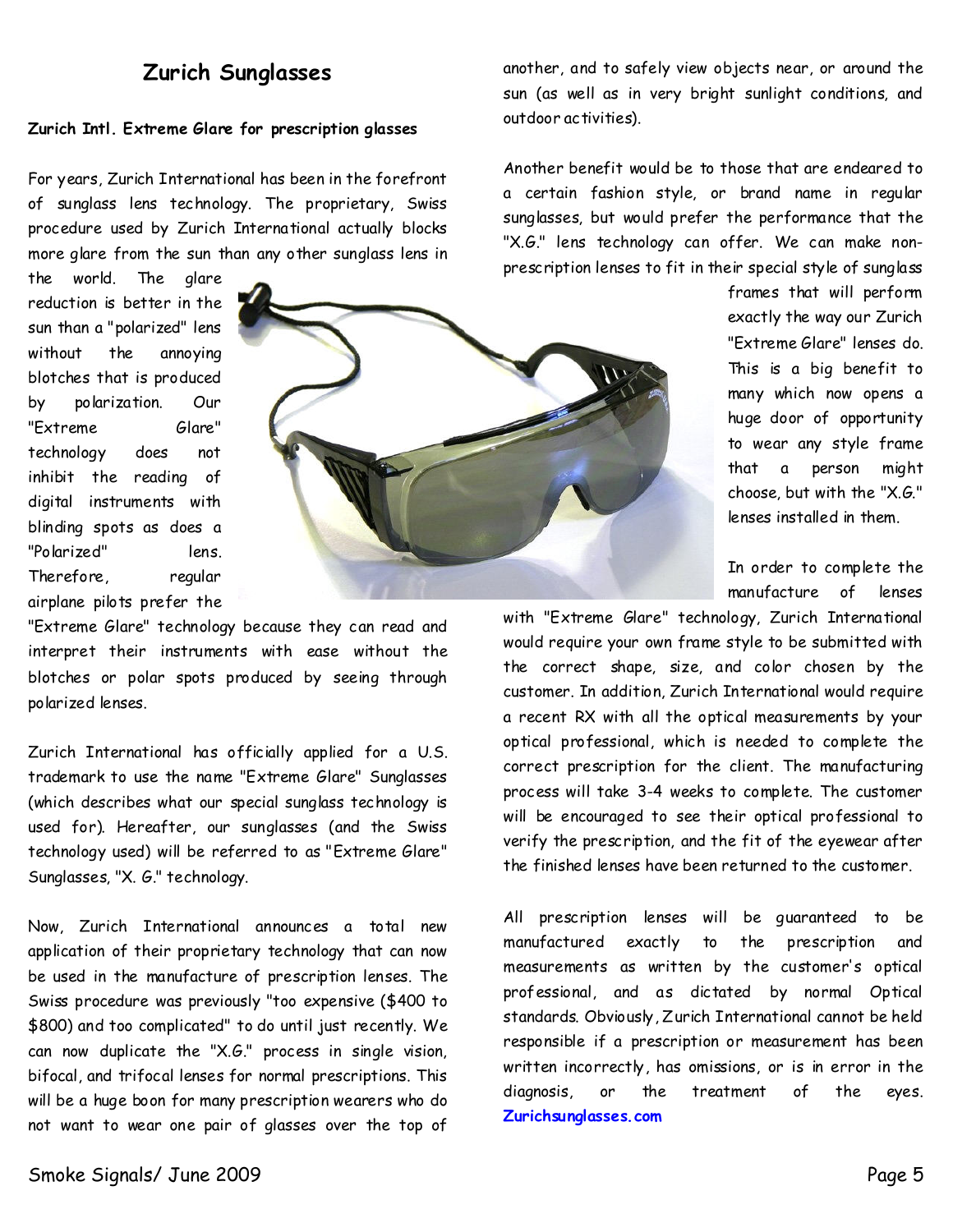## Zurich Sunglasses

**Zurich Intl. Extreme Glare for prescription glasses**

For years, Zurich International has been in the forefront of sunglass lens technology. The proprietary, Swiss procedure used by Zurich International actually blocks more glare from the sun than any other sunglass lens in the world. The glare reduction is better in the sun than a "polarized" lens without the annoying blotches that is produced by polarization. Our "Extreme Glare" technology does not inhibit the reading of digital instruments with blinding spots as does a "Polarized" lens. Therefore, regular airplane pilots prefer the "Extreme Glare" technology because they can read and interpret their instruments with ease without the blotches or polar spots produced by seeing through polarized lenses.

Zurich International has officially applied for a U.S. trademark to use the name "Extreme Glare" Sunglasses (which describes what our special sunglass technology is used for). Hereafter, our sunglasses (and the Swiss technology used) will be referred to as "Extreme Glare" Sunglasses, "X. G." technology.

Now, Zurich International announces a total new application of their proprietary technology that can now be used in the manufacture of prescription lenses. The Swiss procedure was previously "too expensive ($400 to $800) and too complicated" to do until just recently. We can now duplicate the "X.G." process in single vision, bifocal, and trifocal lenses for normal prescriptions. This will be a huge boon for many prescription wearers who do not want to wear one pair of glasses over the top of another, and to safely view objects near, or around the sun (as well as in very bright sunlight conditions, and outdoor activities).

Another benefit would be to those that are endeared to a certain fashion style, or brand name in regular sunglasses, but would prefer the performance that the "X.G." lens technology can offer. We can make non-prescription lenses to fit in their special style of sunglass frames that will perform exactly the way our Zurich "Extreme Glare" lenses do. This is a big benefit to many which now opens a huge door of opportunity to wear any style frame that a person might choose, but with the "X.G." lenses installed in them.

In order to complete the manufacture of lenses with "Extreme Glare" technology, Zurich International would require your own frame style to be submitted with the correct shape, size, and color chosen by the customer. In addition, Zurich International would require a recent RX with all the optical measurements by your optical professional, which is needed to complete the correct prescription for the client. The manufacturing process will take 3-4 weeks to complete. The customer will be encouraged to see their optical professional to verify the prescription, and the fit of the eyewear after the finished lenses have been returned to the customer.

All prescription lenses will be guaranteed to be manufactured exactly to the prescription and measurements as written by the customer's optical professional, and as dictated by normal Optical standards. Obviously, Zurich International cannot be held responsible if a prescription or measurement has been written incorrectly, has omissions, or is in error in the diagnosis, or the treatment of the eyes. **Zurichsunglasses.com**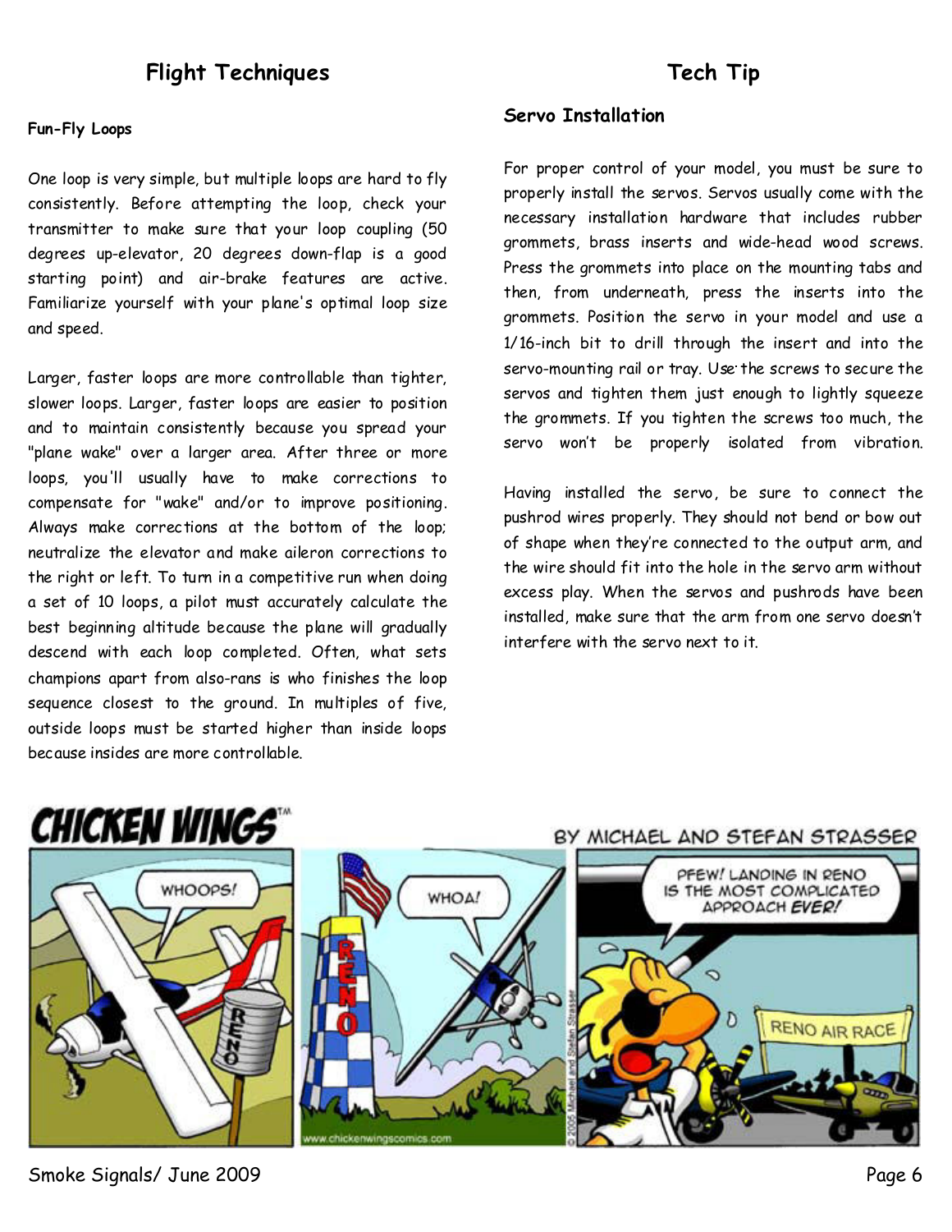## Flight Techniques

**Fun-Fly Loops**

One loop is very simple, but multiple loops are hard to fly consistently. Before attempting the loop, check your transmitter to make sure that your loop coupling (50 degrees up-elevator, 20 degrees down-flap is a good starting point) and air-brake features are active. Familiarize yourself with your plane's optimal loop size and speed.

Larger, faster loops are more controllable than tighter, slower loops. Larger, faster loops are easier to position and to maintain consistently because you spread your "plane wake" over a larger area. After three or more loops, you'll usually have to make corrections to compensate for "wake" and/or to improve positioning. Always make corrections at the bottom of the loop; neutralize the elevator and make aileron corrections to the right or left. To turn in a competitive run when doing a set of 10 loops, a pilot must accurately calculate the best beginning altitude because the plane will gradually descend with each loop completed. Often, what sets champions apart from also-rans is who finishes the loop sequence closest to the ground. In multiples of five, outside loops must be started higher than inside loops because insides are more controllable.

## Tech Tip

**Servo Installation**

For proper control of your model, you must be sure to properly install the servos. Servos usually come with the necessary installation hardware that includes rubber grommets, brass inserts and wide-head wood screws. Press the grommets into place on the mounting tabs and then, from underneath, press the inserts into the grommets. Position the servo in your model and use a 1/16-inch bit to drill through the insert and into the servo-mounting rail or tray. Use the screws to secure the servos and tighten them just enough to lightly squeeze the grommets. If you tighten the screws too much, the servo won't be properly isolated from vibration.

Having installed the servo, be sure to connect the pushrod wires properly. They should not bend or bow out of shape when they're connected to the output arm, and the wire should fit into the hole in the servo arm without excess play. When the servos and pushrods have been installed, make sure that the arm from one servo doesn't interfere with the servo next to it.

CHICKEN WINGS™ BY MICHAEL AND STEFAN STRASSER

WHOOPS!

WHOA!

PFEW! LANDING IN RENO IS THE MOST COMPLICATED APPROACH *EVER!*

RENO AIR RACE

www.chickenwingscomics.com

© 2005 Michael and Stefan Strasser

Smoke Signals/ June 2009